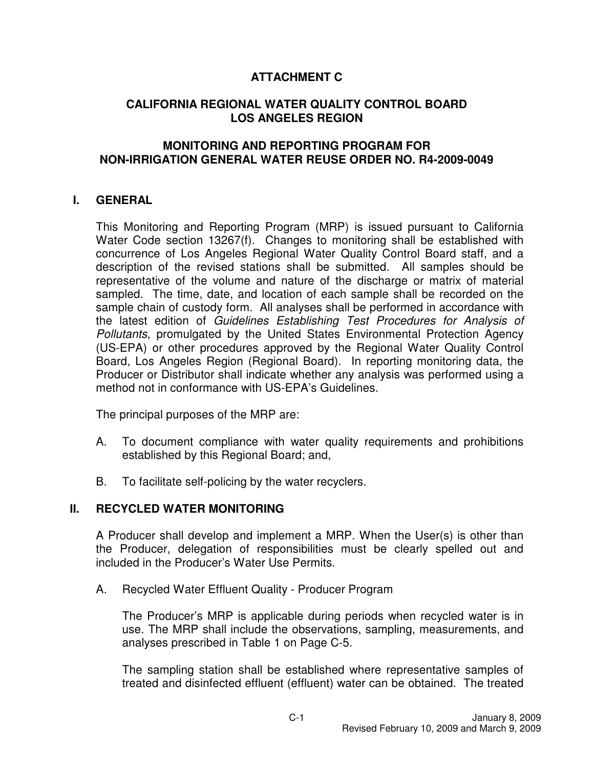# ATTACHMENT C

## CALIFORNIA REGIONAL WATER QUALITY CONTROL BOARD LOS ANGELES REGION

## MONITORING AND REPORTING PROGRAM FOR NON-IRRIGATION GENERAL WATER REUSE ORDER NO. R4-2009-0049

## I. GENERAL

This Monitoring and Reporting Program (MRP) is issued pursuant to California Water Code section 13267(f). Changes to monitoring shall be established with concurrence of Los Angeles Regional Water Quality Control Board staff, and a description of the revised stations shall be submitted. All samples should be representative of the volume and nature of the discharge or matrix of material sampled. The time, date, and location of each sample shall be recorded on the sample chain of custody form. All analyses shall be performed in accordance with the latest edition of *Guidelines Establishing Test Procedures for Analysis of Pollutants*, promulgated by the United States Environmental Protection Agency (US-EPA) or other procedures approved by the Regional Water Quality Control Board, Los Angeles Region (Regional Board). In reporting monitoring data, the Producer or Distributor shall indicate whether any analysis was performed using a method not in conformance with US-EPA's Guidelines.

The principal purposes of the MRP are:

A. To document compliance with water quality requirements and prohibitions established by this Regional Board; and,

B. To facilitate self-policing by the water recyclers.

## II. RECYCLED WATER MONITORING

A Producer shall develop and implement a MRP. When the User(s) is other than the Producer, delegation of responsibilities must be clearly spelled out and included in the Producer's Water Use Permits.

A. Recycled Water Effluent Quality - Producer Program

The Producer's MRP is applicable during periods when recycled water is in use. The MRP shall include the observations, sampling, measurements, and analyses prescribed in Table 1 on Page C-5.

The sampling station shall be established where representative samples of treated and disinfected effluent (effluent) water can be obtained. The treated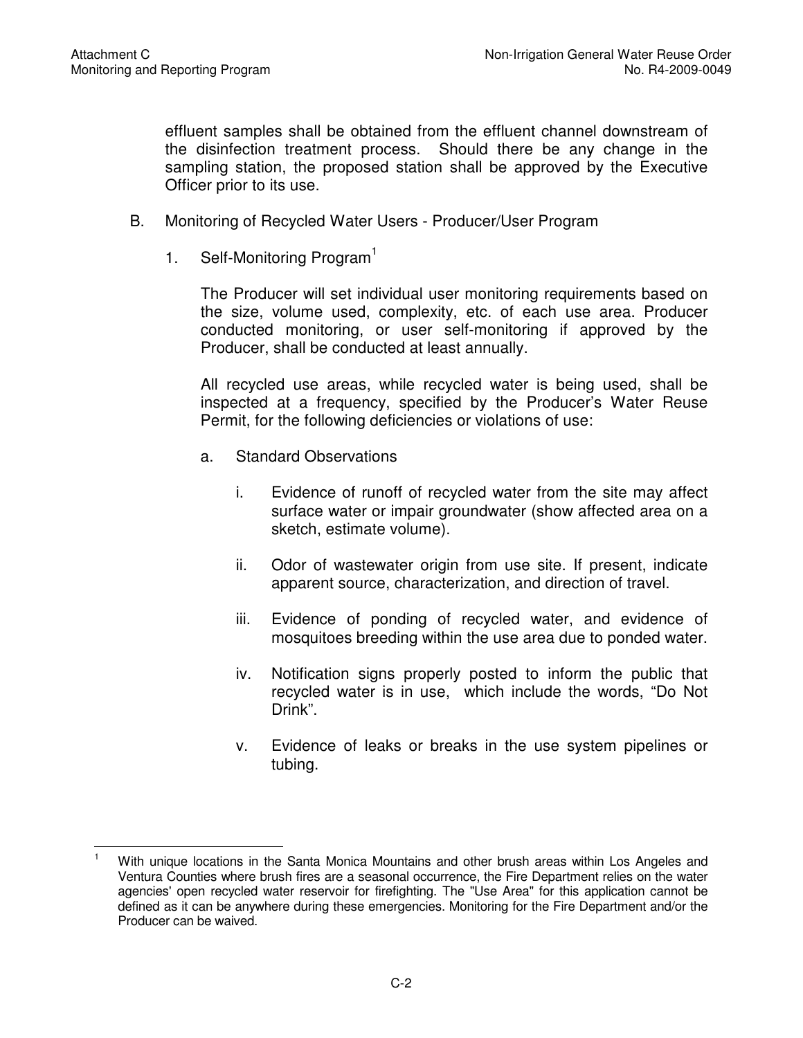effluent samples shall be obtained from the effluent channel downstream of the disinfection treatment process. Should there be any change in the sampling station, the proposed station shall be approved by the Executive Officer prior to its use.

B. Monitoring of Recycled Water Users - Producer/User Program

1. Self-Monitoring Program[1]

The Producer will set individual user monitoring requirements based on the size, volume used, complexity, etc. of each use area. Producer conducted monitoring, or user self-monitoring if approved by the Producer, shall be conducted at least annually.

All recycled use areas, while recycled water is being used, shall be inspected at a frequency, specified by the Producer's Water Reuse Permit, for the following deficiencies or violations of use:

a. Standard Observations

i. Evidence of runoff of recycled water from the site may affect surface water or impair groundwater (show affected area on a sketch, estimate volume).

ii. Odor of wastewater origin from use site. If present, indicate apparent source, characterization, and direction of travel.

iii. Evidence of ponding of recycled water, and evidence of mosquitoes breeding within the use area due to ponded water.

iv. Notification signs properly posted to inform the public that recycled water is in use, which include the words, "Do Not Drink".

v. Evidence of leaks or breaks in the use system pipelines or tubing.

---

[1] With unique locations in the Santa Monica Mountains and other brush areas within Los Angeles and Ventura Counties where brush fires are a seasonal occurrence, the Fire Department relies on the water agencies' open recycled water reservoir for firefighting. The "Use Area" for this application cannot be defined as it can be anywhere during these emergencies. Monitoring for the Fire Department and/or the Producer can be waived.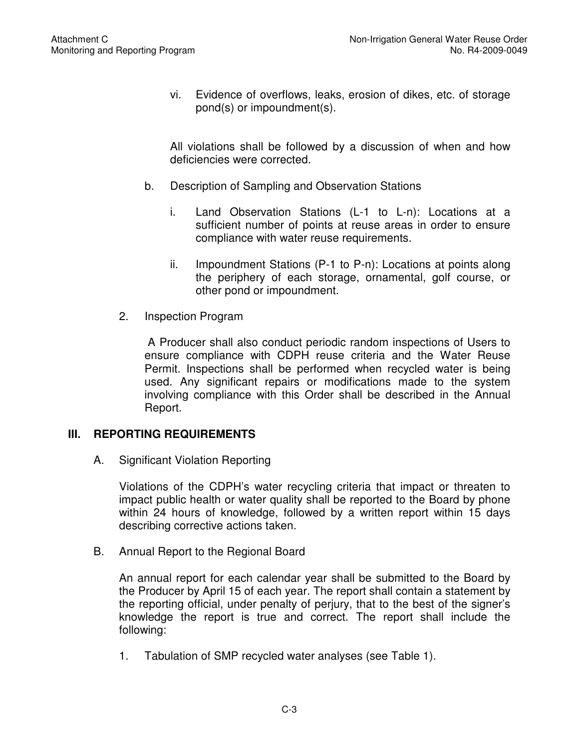vi. Evidence of overflows, leaks, erosion of dikes, etc. of storage pond(s) or impoundment(s).

All violations shall be followed by a discussion of when and how deficiencies were corrected.

b. Description of Sampling and Observation Stations

   i. Land Observation Stations (L-1 to L-n): Locations at a sufficient number of points at reuse areas in order to ensure compliance with water reuse requirements.

   ii. Impoundment Stations (P-1 to P-n): Locations at points along the periphery of each storage, ornamental, golf course, or other pond or impoundment.

2. Inspection Program

   A Producer shall also conduct periodic random inspections of Users to ensure compliance with CDPH reuse criteria and the Water Reuse Permit. Inspections shall be performed when recycled water is being used. Any significant repairs or modifications made to the system involving compliance with this Order shall be described in the Annual Report.

## III. REPORTING REQUIREMENTS

A. Significant Violation Reporting

Violations of the CDPH's water recycling criteria that impact or threaten to impact public health or water quality shall be reported to the Board by phone within 24 hours of knowledge, followed by a written report within 15 days describing corrective actions taken.

B. Annual Report to the Regional Board

An annual report for each calendar year shall be submitted to the Board by the Producer by April 15 of each year. The report shall contain a statement by the reporting official, under penalty of perjury, that to the best of the signer's knowledge the report is true and correct. The report shall include the following:

1. Tabulation of SMP recycled water analyses (see Table 1).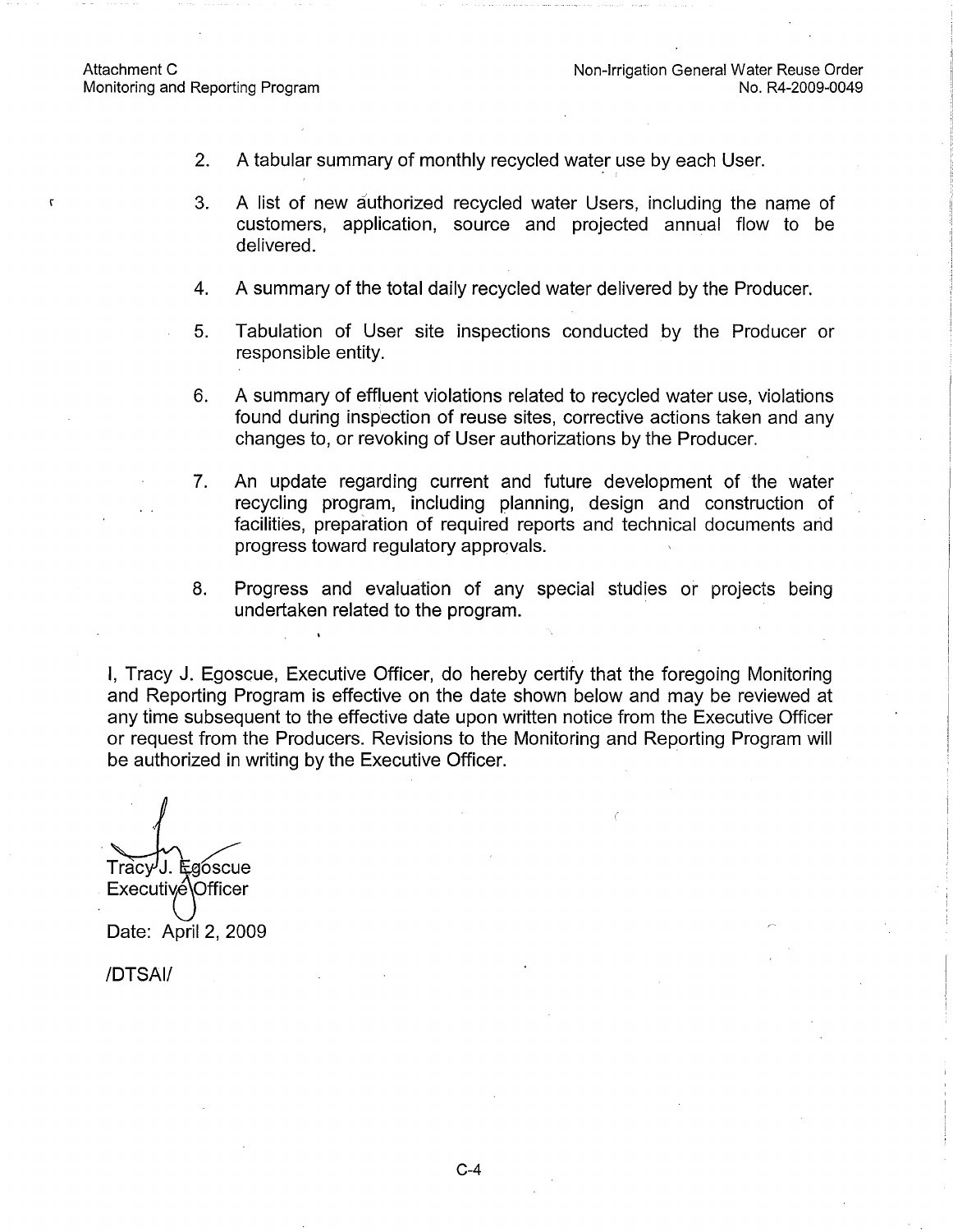2. A tabular summary of monthly recycled water use by each User.

3. A list of new authorized recycled water Users, including the name of customers, application, source and projected annual flow to be delivered.

4. A summary of the total daily recycled water delivered by the Producer.

5. Tabulation of User site inspections conducted by the Producer or responsible entity.

6. A summary of effluent violations related to recycled water use, violations found during inspection of reuse sites, corrective actions taken and any changes to, or revoking of User authorizations by the Producer.

7. An update regarding current and future development of the water recycling program, including planning, design and construction of facilities, preparation of required reports and technical documents and progress toward regulatory approvals.

8. Progress and evaluation of any special studies or projects being undertaken related to the program.

I, Tracy J. Egoscue, Executive Officer, do hereby certify that the foregoing Monitoring and Reporting Program is effective on the date shown below and may be reviewed at any time subsequent to the effective date upon written notice from the Executive Officer or request from the Producers. Revisions to the Monitoring and Reporting Program will be authorized in writing by the Executive Officer.

Tracy J. Egoscue
Executive Officer

Date: April 2, 2009

/DTSAI/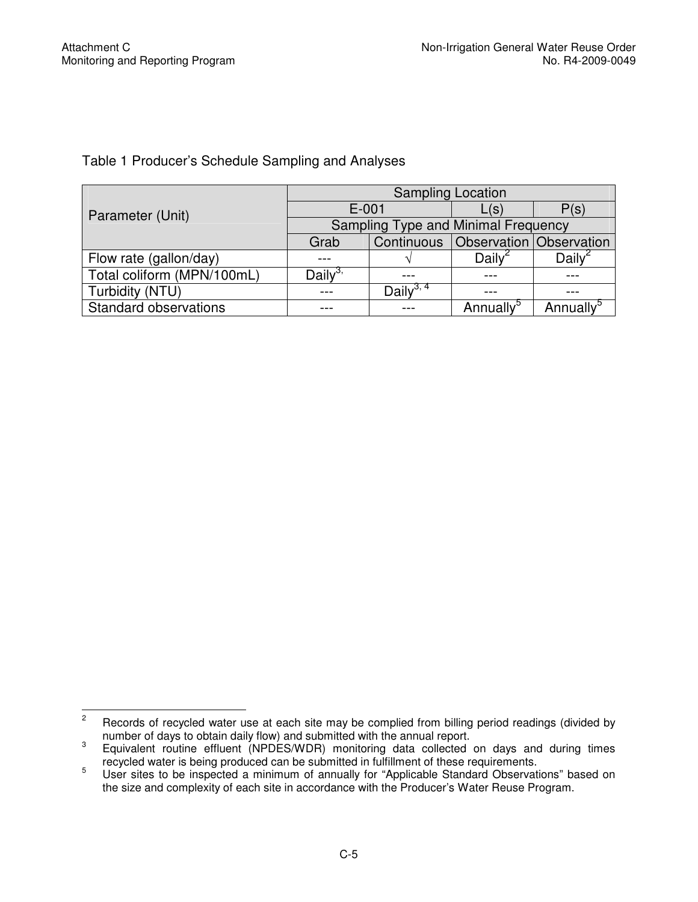Table 1 Producer's Schedule Sampling and Analyses

| Parameter (Unit) | Sampling Location | | | |
|---|---|---|---|---|
| | E-001 | | L(s) | P(s) |
| | Sampling Type and Minimal Frequency | | | |
| | Grab | Continuous | Observation | Observation |
| Flow rate (gallon/day) | --- | √ | Daily[2] | Daily[2] |
| Total coliform (MPN/100mL) | Daily[3,] | --- | --- | --- |
| Turbidity (NTU) | --- | Daily[3, 4] | --- | --- |
| Standard observations | --- | --- | Annually[5] | Annually[5] |

---

[2] Records of recycled water use at each site may be complied from billing period readings (divided by number of days to obtain daily flow) and submitted with the annual report.

[3] Equivalent routine effluent (NPDES/WDR) monitoring data collected on days and during times recycled water is being produced can be submitted in fulfillment of these requirements.

[5] User sites to be inspected a minimum of annually for "Applicable Standard Observations" based on the size and complexity of each site in accordance with the Producer's Water Reuse Program.